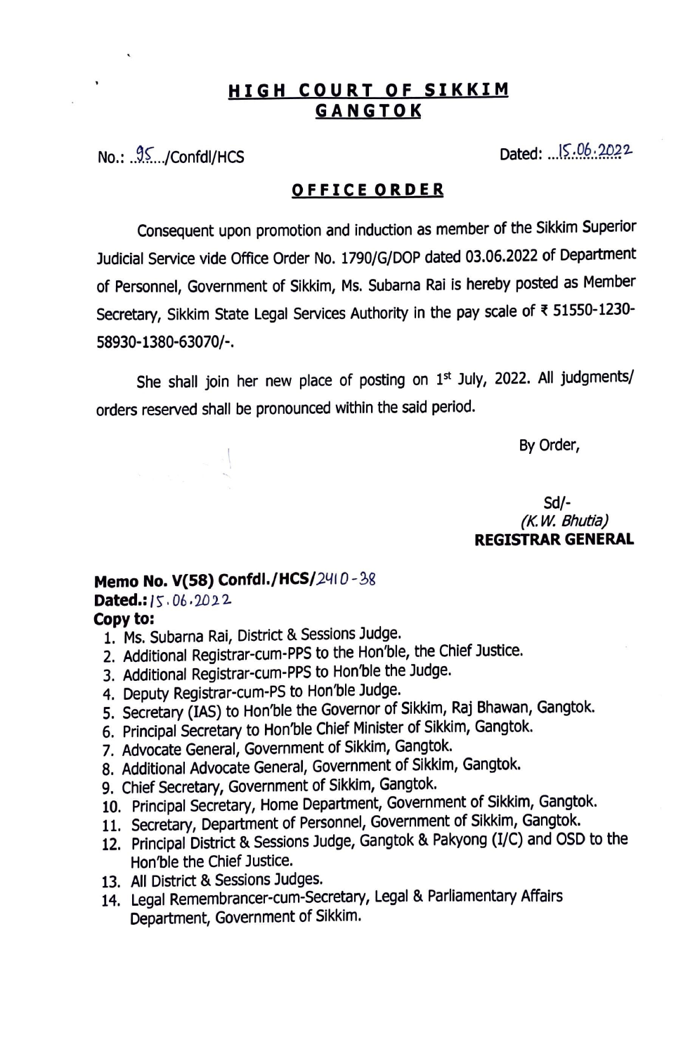# HIGH COURT OF SIKKIM
## GANGTOK

No.: ..95.../Confdl/HCS Dated: ...15.06.2022

### OFFICE ORDER

Consequent upon promotion and induction as member of the Sikkim Superior Judicial Service vide Office Order No. 1790/G/DOP dated 03.06.2022 of Department of Personnel, Government of Sikkim, Ms. Subarna Rai is hereby posted as Member Secretary, Sikkim State Legal Services Authority in the pay scale of ₹ 51550-1230-58930-1380-63070/-.

She shall join her new place of posting on 1st July, 2022. All judgments/ orders reserved shall be pronounced within the said period.

By Order,

Sd/-
*(K.W. Bhutia)*
**REGISTRAR GENERAL**

**Memo No. V(58) Confdl./HCS/2410-38**
**Dated.:** 15.06.2022
**Copy to:**

1. Ms. Subarna Rai, District & Sessions Judge.
2. Additional Registrar-cum-PPS to the Hon'ble, the Chief Justice.
3. Additional Registrar-cum-PPS to Hon'ble the Judge.
4. Deputy Registrar-cum-PS to Hon'ble Judge.
5. Secretary (IAS) to Hon'ble the Governor of Sikkim, Raj Bhawan, Gangtok.
6. Principal Secretary to Hon'ble Chief Minister of Sikkim, Gangtok.
7. Advocate General, Government of Sikkim, Gangtok.
8. Additional Advocate General, Government of Sikkim, Gangtok.
9. Chief Secretary, Government of Sikkim, Gangtok.
10. Principal Secretary, Home Department, Government of Sikkim, Gangtok.
11. Secretary, Department of Personnel, Government of Sikkim, Gangtok.
12. Principal District & Sessions Judge, Gangtok & Pakyong (I/C) and OSD to the Hon'ble the Chief Justice.
13. All District & Sessions Judges.
14. Legal Remembrancer-cum-Secretary, Legal & Parliamentary Affairs Department, Government of Sikkim.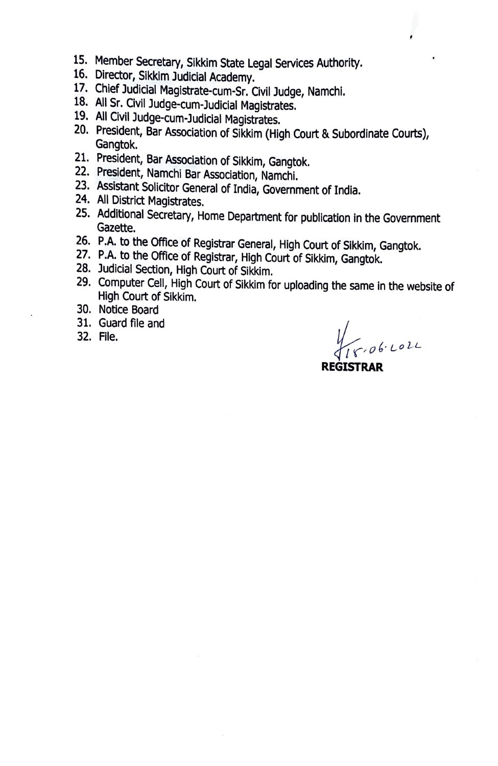15. Member Secretary, Sikkim State Legal Services Authority.
16. Director, Sikkim Judicial Academy.
17. Chief Judicial Magistrate-cum-Sr. Civil Judge, Namchi.
18. All Sr. Civil Judge-cum-Judicial Magistrates.
19. All Civil Judge-cum-Judicial Magistrates.
20. President, Bar Association of Sikkim (High Court & Subordinate Courts), Gangtok.
21. President, Bar Association of Sikkim, Gangtok.
22. President, Namchi Bar Association, Namchi.
23. Assistant Solicitor General of India, Government of India.
24. All District Magistrates.
25. Additional Secretary, Home Department for publication in the Government Gazette.
26. P.A. to the Office of Registrar General, High Court of Sikkim, Gangtok.
27. P.A. to the Office of Registrar, High Court of Sikkim, Gangtok.
28. Judicial Section, High Court of Sikkim.
29. Computer Cell, High Court of Sikkim for uploading the same in the website of High Court of Sikkim.
30. Notice Board
31. Guard file and
32. File.

18.06.2022

**REGISTRAR**